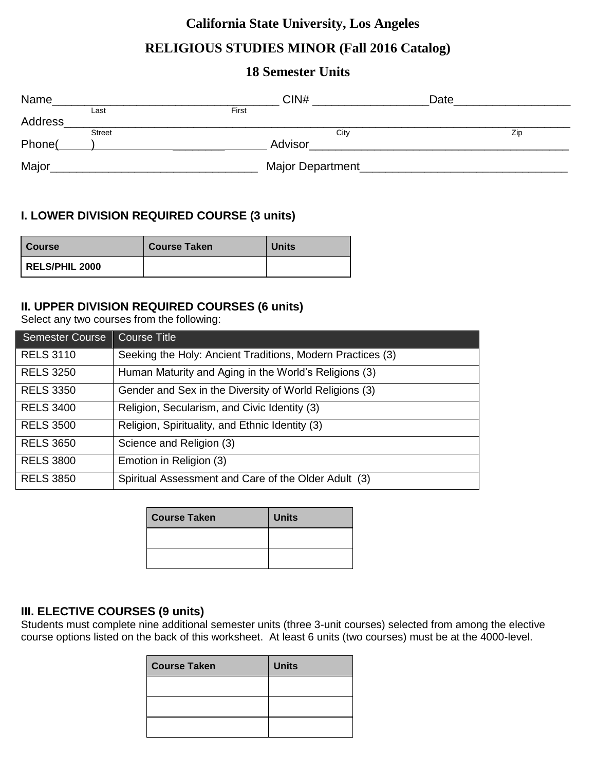# California State University, Los Angeles

## RELIGIOUS STUDIES MINOR (Fall 2016 Catalog)

### 18 Semester Units

Name\_\_\_\_\_\_\_\_\_\_\_\_\_\_\_\_\_\_\_\_\_\_\_\_\_\_\_\_\_\_\_\_\_\_ CIN# \_\_\_\_\_\_\_\_\_\_\_\_\_\_\_\_\_\_Date\_\_\_\_\_\_\_\_\_\_\_\_\_\_\_\_\_\_
Last First

Address\_\_\_\_\_\_\_\_\_\_\_\_\_\_\_\_\_\_\_\_\_\_\_\_\_\_\_\_\_\_\_\_\_\_\_\_\_\_\_\_\_\_\_\_\_\_\_\_\_\_\_\_\_\_\_\_\_\_\_\_\_\_\_\_\_\_\_\_\_\_\_\_\_\_\_\_\_\_
Street City Zip

Phone(\_\_\_\_\_)\_\_\_\_\_\_\_\_\_\_\_\_\_\_\_\_\_\_\_\_\_\_\_\_\_\_\_\_\_\_ Advisor\_\_\_\_\_\_\_\_\_\_\_\_\_\_\_\_\_\_\_\_\_\_\_\_\_\_\_\_\_\_\_\_\_\_\_\_\_\_\_\_

Major\_\_\_\_\_\_\_\_\_\_\_\_\_\_\_\_\_\_\_\_\_\_\_\_\_\_\_\_\_\_\_\_\_ Major Department\_\_\_\_\_\_\_\_\_\_\_\_\_\_\_\_\_\_\_\_\_\_\_\_\_\_\_\_\_\_\_\_\_

### I. LOWER DIVISION REQUIRED COURSE (3 units)

| Course | Course Taken | Units |
|---|---|---|
| RELS/PHIL 2000 | | |

### II. UPPER DIVISION REQUIRED COURSES (6 units)

Select any two courses from the following:

| Semester Course | Course Title |
|---|---|
| RELS 3110 | Seeking the Holy: Ancient Traditions, Modern Practices (3) |
| RELS 3250 | Human Maturity and Aging in the World's Religions (3) |
| RELS 3350 | Gender and Sex in the Diversity of World Religions (3) |
| RELS 3400 | Religion, Secularism, and Civic Identity (3) |
| RELS 3500 | Religion, Spirituality, and Ethnic Identity (3) |
| RELS 3650 | Science and Religion (3) |
| RELS 3800 | Emotion in Religion (3) |
| RELS 3850 | Spiritual Assessment and Care of the Older Adult (3) |

| Course Taken | Units |
|---|---|
| | |
| | |

### III. ELECTIVE COURSES (9 units)

Students must complete nine additional semester units (three 3-unit courses) selected from among the elective course options listed on the back of this worksheet. At least 6 units (two courses) must be at the 4000-level.

| Course Taken | Units |
|---|---|
| | |
| | |
| | |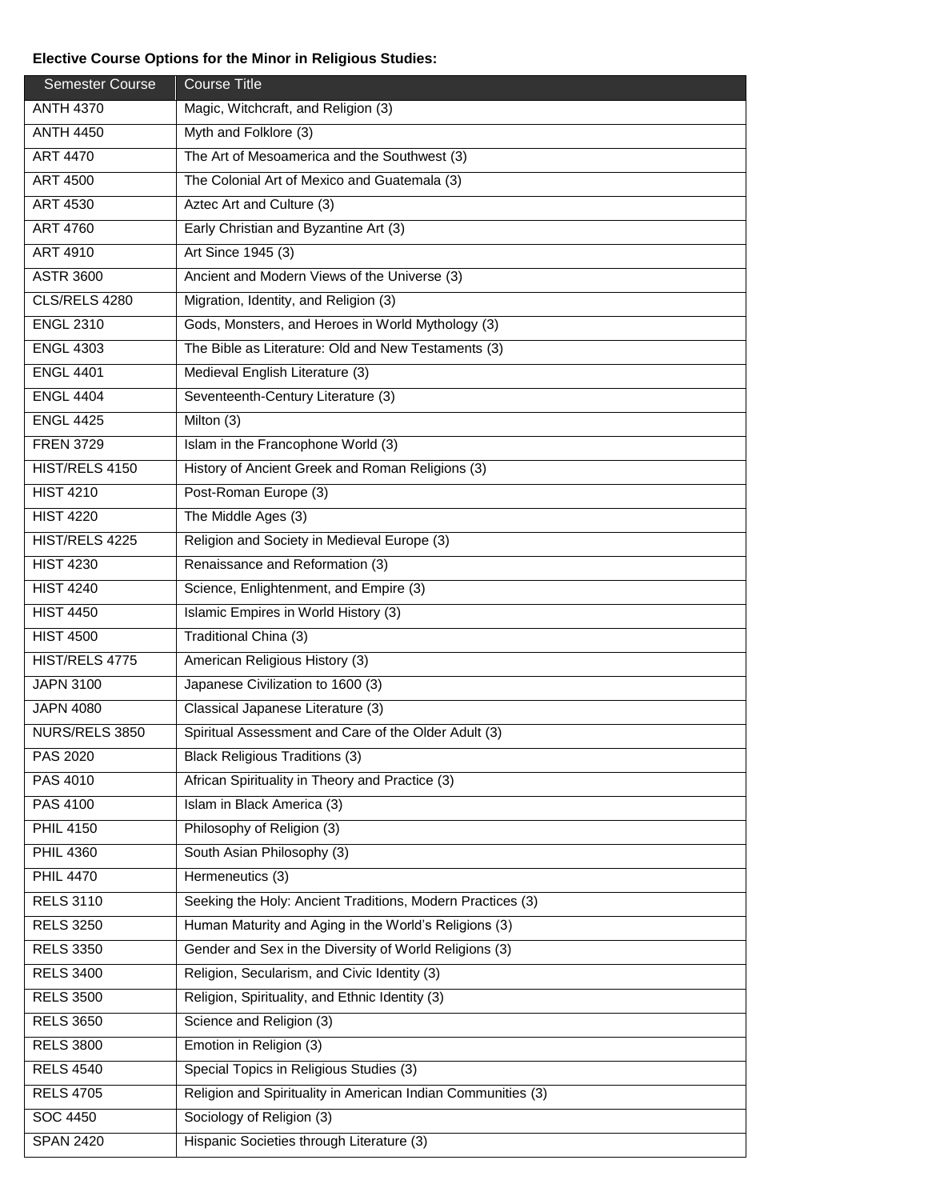**Elective Course Options for the Minor in Religious Studies:**

| Semester Course | Course Title |
|---|---|
| ANTH 4370 | Magic, Witchcraft, and Religion (3) |
| ANTH 4450 | Myth and Folklore (3) |
| ART 4470 | The Art of Mesoamerica and the Southwest (3) |
| ART 4500 | The Colonial Art of Mexico and Guatemala (3) |
| ART 4530 | Aztec Art and Culture (3) |
| ART 4760 | Early Christian and Byzantine Art (3) |
| ART 4910 | Art Since 1945 (3) |
| ASTR 3600 | Ancient and Modern Views of the Universe (3) |
| CLS/RELS 4280 | Migration, Identity, and Religion (3) |
| ENGL 2310 | Gods, Monsters, and Heroes in World Mythology (3) |
| ENGL 4303 | The Bible as Literature: Old and New Testaments (3) |
| ENGL 4401 | Medieval English Literature (3) |
| ENGL 4404 | Seventeenth-Century Literature (3) |
| ENGL 4425 | Milton (3) |
| FREN 3729 | Islam in the Francophone World (3) |
| HIST/RELS 4150 | History of Ancient Greek and Roman Religions (3) |
| HIST 4210 | Post-Roman Europe (3) |
| HIST 4220 | The Middle Ages (3) |
| HIST/RELS 4225 | Religion and Society in Medieval Europe (3) |
| HIST 4230 | Renaissance and Reformation (3) |
| HIST 4240 | Science, Enlightenment, and Empire (3) |
| HIST 4450 | Islamic Empires in World History (3) |
| HIST 4500 | Traditional China (3) |
| HIST/RELS 4775 | American Religious History (3) |
| JAPN 3100 | Japanese Civilization to 1600 (3) |
| JAPN 4080 | Classical Japanese Literature (3) |
| NURS/RELS 3850 | Spiritual Assessment and Care of the Older Adult (3) |
| PAS 2020 | Black Religious Traditions (3) |
| PAS 4010 | African Spirituality in Theory and Practice (3) |
| PAS 4100 | Islam in Black America (3) |
| PHIL 4150 | Philosophy of Religion (3) |
| PHIL 4360 | South Asian Philosophy (3) |
| PHIL 4470 | Hermeneutics (3) |
| RELS 3110 | Seeking the Holy: Ancient Traditions, Modern Practices (3) |
| RELS 3250 | Human Maturity and Aging in the World's Religions (3) |
| RELS 3350 | Gender and Sex in the Diversity of World Religions (3) |
| RELS 3400 | Religion, Secularism, and Civic Identity (3) |
| RELS 3500 | Religion, Spirituality, and Ethnic Identity (3) |
| RELS 3650 | Science and Religion (3) |
| RELS 3800 | Emotion in Religion (3) |
| RELS 4540 | Special Topics in Religious Studies (3) |
| RELS 4705 | Religion and Spirituality in American Indian Communities (3) |
| SOC 4450 | Sociology of Religion (3) |
| SPAN 2420 | Hispanic Societies through Literature (3) |